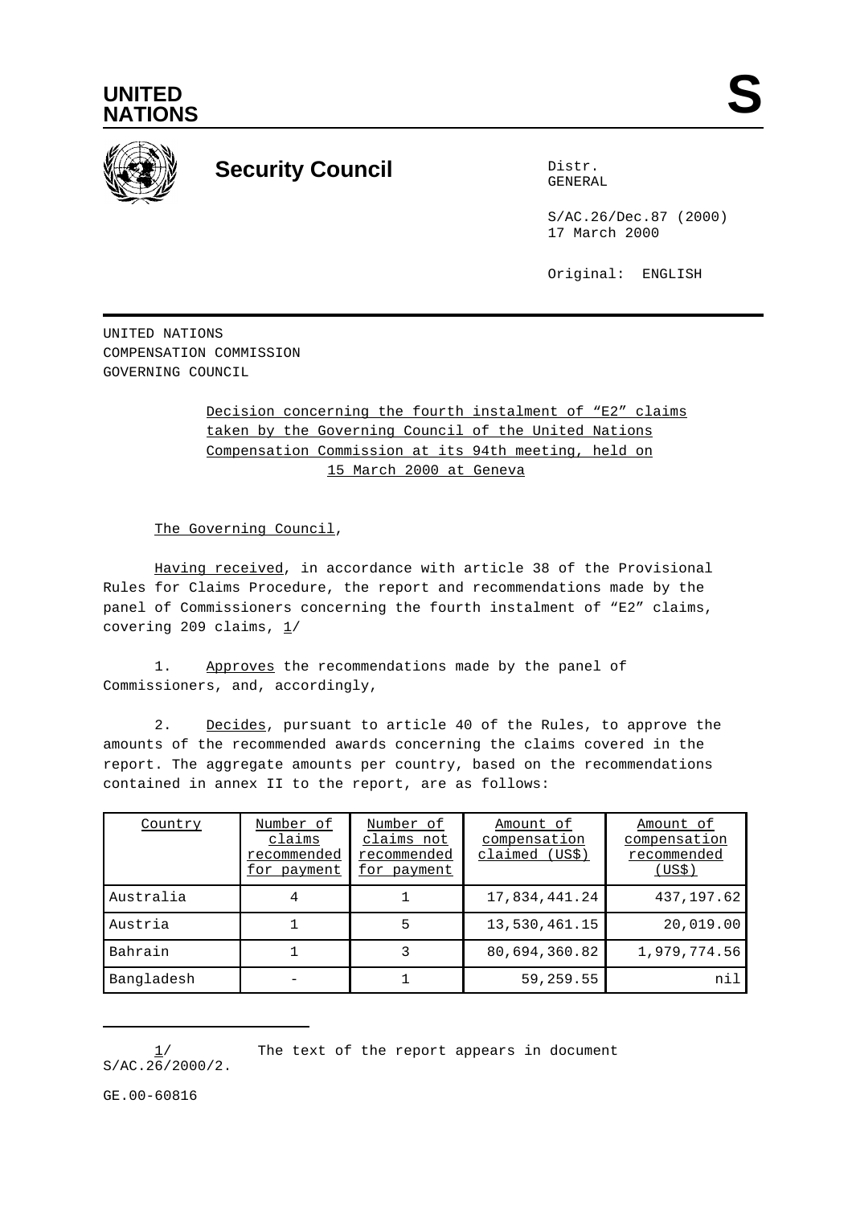**UNITED NATIONS**

# S

## Security Council

Distr.
GENERAL

S/AC.26/Dec.87 (2000)
17 March 2000

Original: ENGLISH

UNITED NATIONS
COMPENSATION COMMISSION
GOVERNING COUNCIL

Decision concerning the fourth instalment of “E2” claims taken by the Governing Council of the United Nations Compensation Commission at its 94th meeting, held on 15 March 2000 at Geneva

The Governing Council,

Having received, in accordance with article 38 of the Provisional Rules for Claims Procedure, the report and recommendations made by the panel of Commissioners concerning the fourth instalment of “E2” claims, covering 209 claims, 1/

1. Approves the recommendations made by the panel of Commissioners, and, accordingly,

2. Decides, pursuant to article 40 of the Rules, to approve the amounts of the recommended awards concerning the claims covered in the report. The aggregate amounts per country, based on the recommendations contained in annex II to the report, are as follows:

| Country | Number of claims recommended for payment | Number of claims not recommended for payment | Amount of compensation claimed (US$) | Amount of compensation recommended (US$) |
|---|---|---|---|---|
| Australia | 4 | 1 | 17,834,441.24 | 437,197.62 |
| Austria | 1 | 5 | 13,530,461.15 | 20,019.00 |
| Bahrain | 1 | 3 | 80,694,360.82 | 1,979,774.56 |
| Bangladesh | - | 1 | 59,259.55 | nil |

1/ The text of the report appears in document S/AC.26/2000/2.

GE.00-60816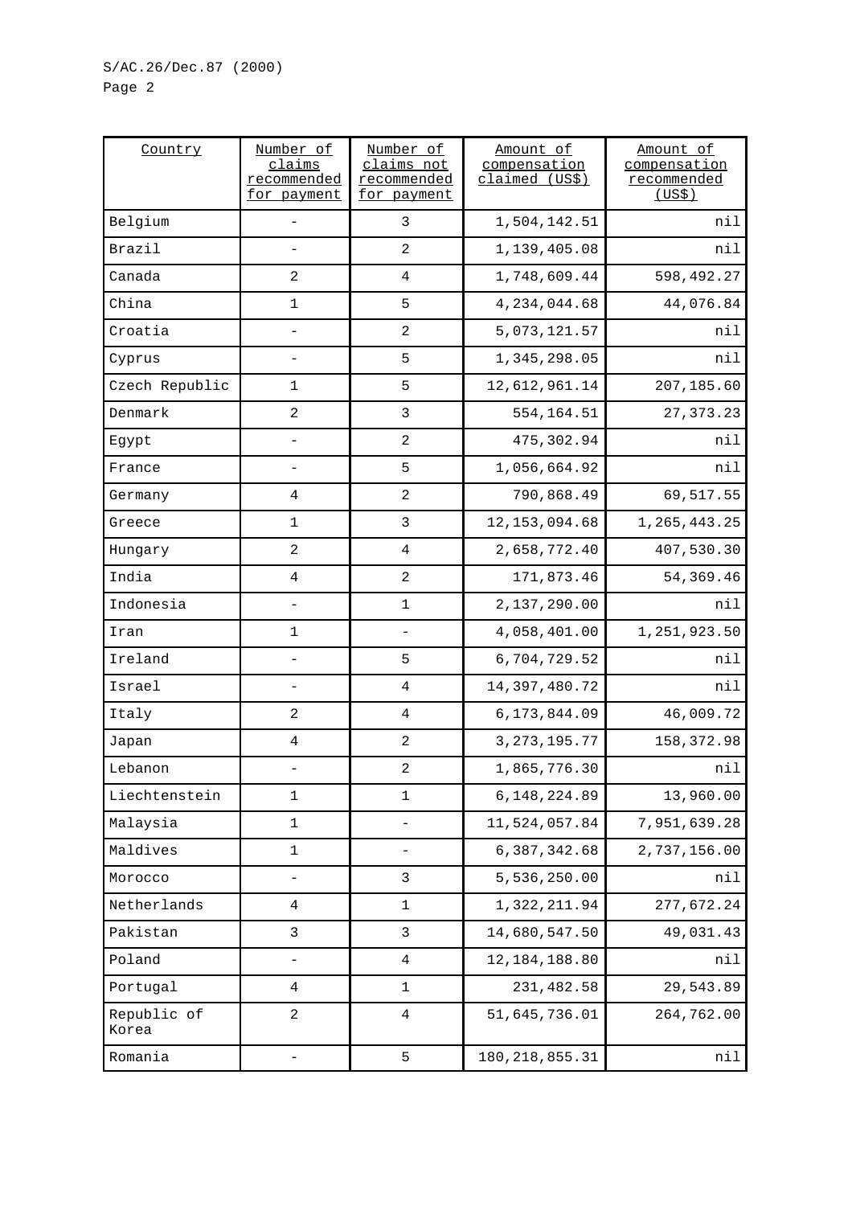| Country | Number of claims recommended for payment | Number of claims not recommended for payment | Amount of compensation claimed (US$) | Amount of compensation recommended (US$) |
|---|---|---|---|---|
| Belgium | - | 3 | 1,504,142.51 | nil |
| Brazil | - | 2 | 1,139,405.08 | nil |
| Canada | 2 | 4 | 1,748,609.44 | 598,492.27 |
| China | 1 | 5 | 4,234,044.68 | 44,076.84 |
| Croatia | - | 2 | 5,073,121.57 | nil |
| Cyprus | - | 5 | 1,345,298.05 | nil |
| Czech Republic | 1 | 5 | 12,612,961.14 | 207,185.60 |
| Denmark | 2 | 3 | 554,164.51 | 27,373.23 |
| Egypt | - | 2 | 475,302.94 | nil |
| France | - | 5 | 1,056,664.92 | nil |
| Germany | 4 | 2 | 790,868.49 | 69,517.55 |
| Greece | 1 | 3 | 12,153,094.68 | 1,265,443.25 |
| Hungary | 2 | 4 | 2,658,772.40 | 407,530.30 |
| India | 4 | 2 | 171,873.46 | 54,369.46 |
| Indonesia | - | 1 | 2,137,290.00 | nil |
| Iran | 1 | - | 4,058,401.00 | 1,251,923.50 |
| Ireland | - | 5 | 6,704,729.52 | nil |
| Israel | - | 4 | 14,397,480.72 | nil |
| Italy | 2 | 4 | 6,173,844.09 | 46,009.72 |
| Japan | 4 | 2 | 3,273,195.77 | 158,372.98 |
| Lebanon | - | 2 | 1,865,776.30 | nil |
| Liechtenstein | 1 | 1 | 6,148,224.89 | 13,960.00 |
| Malaysia | 1 | - | 11,524,057.84 | 7,951,639.28 |
| Maldives | 1 | - | 6,387,342.68 | 2,737,156.00 |
| Morocco | - | 3 | 5,536,250.00 | nil |
| Netherlands | 4 | 1 | 1,322,211.94 | 277,672.24 |
| Pakistan | 3 | 3 | 14,680,547.50 | 49,031.43 |
| Poland | - | 4 | 12,184,188.80 | nil |
| Portugal | 4 | 1 | 231,482.58 | 29,543.89 |
| Republic of Korea | 2 | 4 | 51,645,736.01 | 264,762.00 |
| Romania | - | 5 | 180,218,855.31 | nil |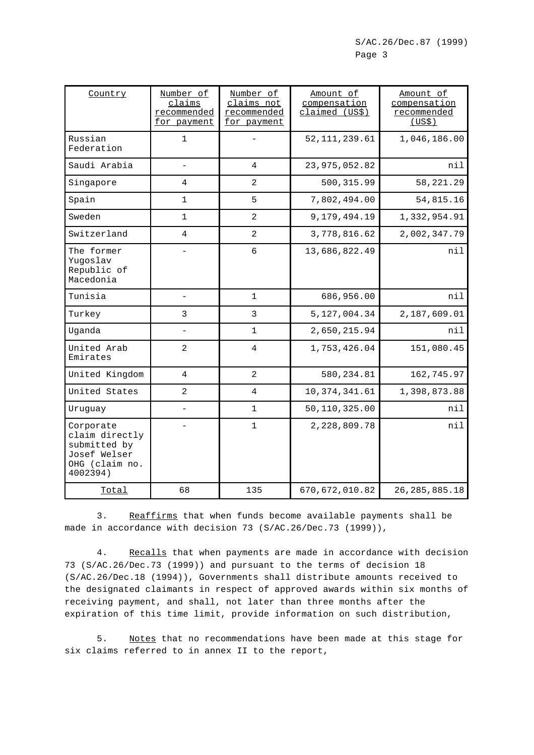| Country | Number of claims recommended for payment | Number of claims not recommended for payment | Amount of compensation claimed (US$) | Amount of compensation recommended (US$) |
|---|---|---|---|---|
| Russian Federation | 1 | - | 52,111,239.61 | 1,046,186.00 |
| Saudi Arabia | - | 4 | 23,975,052.82 | nil |
| Singapore | 4 | 2 | 500,315.99 | 58,221.29 |
| Spain | 1 | 5 | 7,802,494.00 | 54,815.16 |
| Sweden | 1 | 2 | 9,179,494.19 | 1,332,954.91 |
| Switzerland | 4 | 2 | 3,778,816.62 | 2,002,347.79 |
| The former Yugoslav Republic of Macedonia | - | 6 | 13,686,822.49 | nil |
| Tunisia | - | 1 | 686,956.00 | nil |
| Turkey | 3 | 3 | 5,127,004.34 | 2,187,609.01 |
| Uganda | - | 1 | 2,650,215.94 | nil |
| United Arab Emirates | 2 | 4 | 1,753,426.04 | 151,080.45 |
| United Kingdom | 4 | 2 | 580,234.81 | 162,745.97 |
| United States | 2 | 4 | 10,374,341.61 | 1,398,873.88 |
| Uruguay | - | 1 | 50,110,325.00 | nil |
| Corporate claim directly submitted by Josef Welser OHG (claim no. 4002394) | - | 1 | 2,228,809.78 | nil |
| Total | 68 | 135 | 670,672,010.82 | 26,285,885.18 |

3. Reaffirms that when funds become available payments shall be made in accordance with decision 73 (S/AC.26/Dec.73 (1999)),

4. Recalls that when payments are made in accordance with decision 73 (S/AC.26/Dec.73 (1999)) and pursuant to the terms of decision 18 (S/AC.26/Dec.18 (1994)), Governments shall distribute amounts received to the designated claimants in respect of approved awards within six months of receiving payment, and shall, not later than three months after the expiration of this time limit, provide information on such distribution,

5. Notes that no recommendations have been made at this stage for six claims referred to in annex II to the report,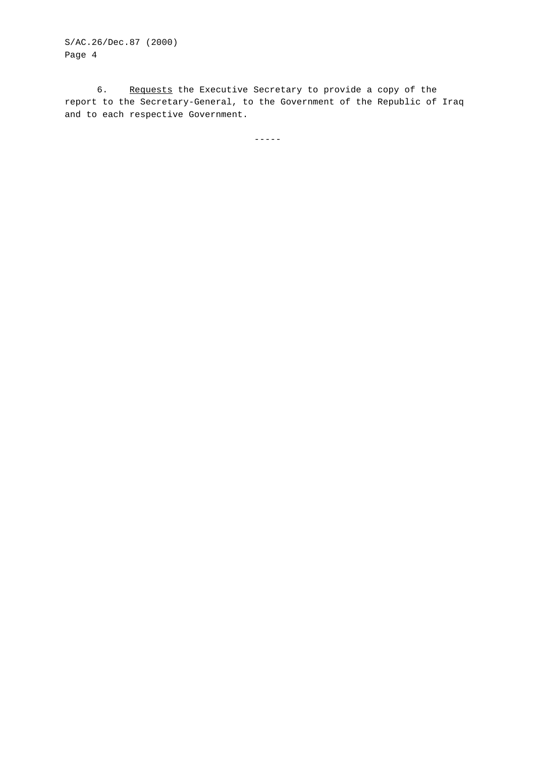6. *Requests* the Executive Secretary to provide a copy of the report to the Secretary-General, to the Government of the Republic of Iraq and to each respective Government.

-----